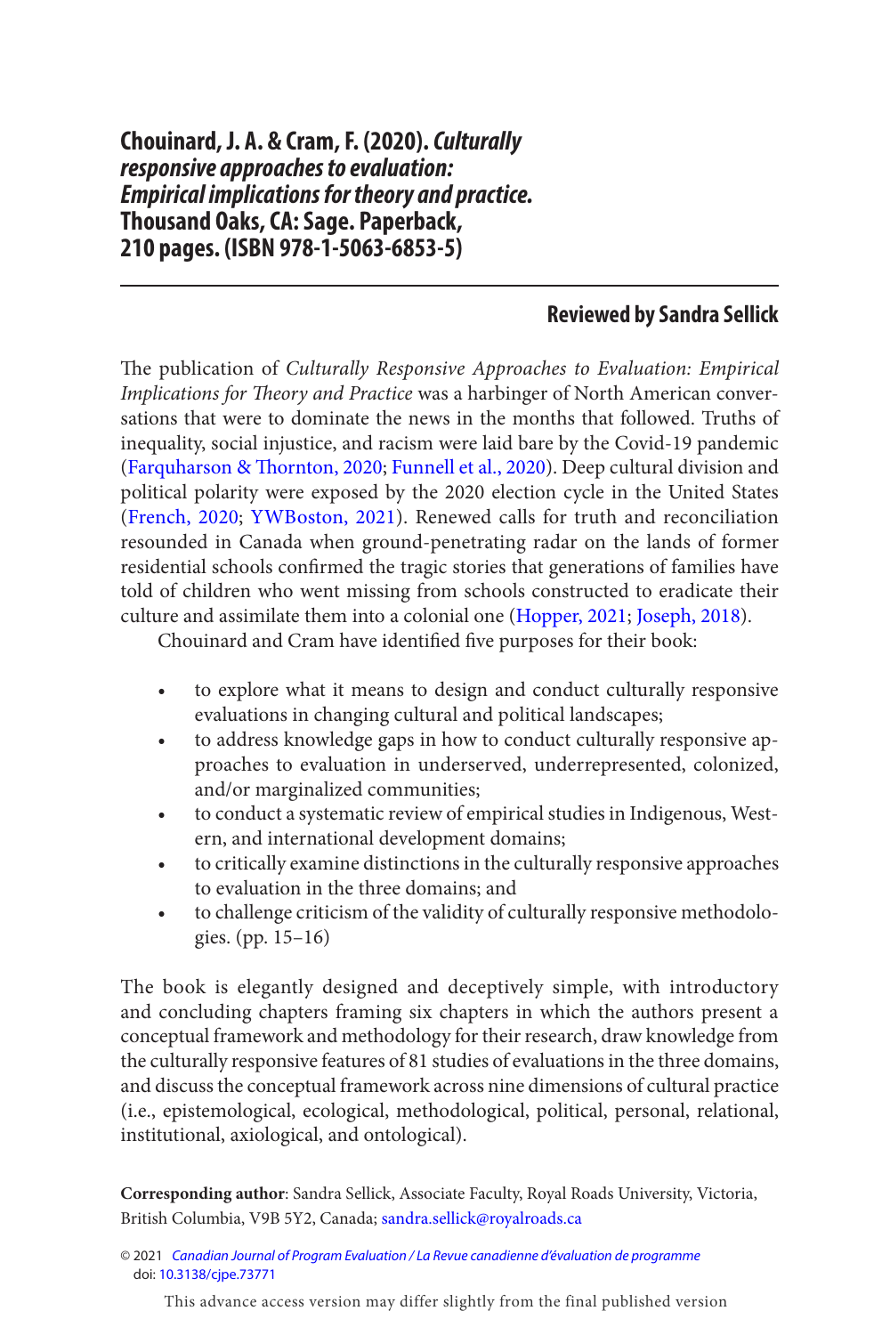## Chouinard, J. A. & Cram, F. (2020). *Culturally responsive approaches to evaluation: Empirical implications for theory and practice.* Thousand Oaks, CA: Sage. Paperback, 210 pages. (ISBN 978-1-5063-6853-5)

**Reviewed by Sandra Sellick**

The publication of *Culturally Responsive Approaches to Evaluation: Empirical Implications for Theory and Practice* was a harbinger of North American conversations that were to dominate the news in the months that followed. Truths of inequality, social injustice, and racism were laid bare by the Covid-19 pandemic (Farquharson & Thornton, 2020; Funnell et al., 2020). Deep cultural division and political polarity were exposed by the 2020 election cycle in the United States (French, 2020; YWBoston, 2021). Renewed calls for truth and reconciliation resounded in Canada when ground-penetrating radar on the lands of former residential schools confirmed the tragic stories that generations of families have told of children who went missing from schools constructed to eradicate their culture and assimilate them into a colonial one (Hopper, 2021; Joseph, 2018).

Chouinard and Cram have identified five purposes for their book:

- to explore what it means to design and conduct culturally responsive evaluations in changing cultural and political landscapes;
- to address knowledge gaps in how to conduct culturally responsive approaches to evaluation in underserved, underrepresented, colonized, and/or marginalized communities;
- to conduct a systematic review of empirical studies in Indigenous, Western, and international development domains;
- to critically examine distinctions in the culturally responsive approaches to evaluation in the three domains; and
- to challenge criticism of the validity of culturally responsive methodologies. (pp. 15–16)

The book is elegantly designed and deceptively simple, with introductory and concluding chapters framing six chapters in which the authors present a conceptual framework and methodology for their research, draw knowledge from the culturally responsive features of 81 studies of evaluations in the three domains, and discuss the conceptual framework across nine dimensions of cultural practice (i.e., epistemological, ecological, methodological, political, personal, relational, institutional, axiological, and ontological).

**Corresponding author**: Sandra Sellick, Associate Faculty, Royal Roads University, Victoria, British Columbia, V9B 5Y2, Canada; sandra.sellick@royalroads.ca

© 2021 *Canadian Journal of Program Evaluation / La Revue canadienne d'évaluation de programme*
doi: 10.3138/cjpe.73771

This advance access version may differ slightly from the final published version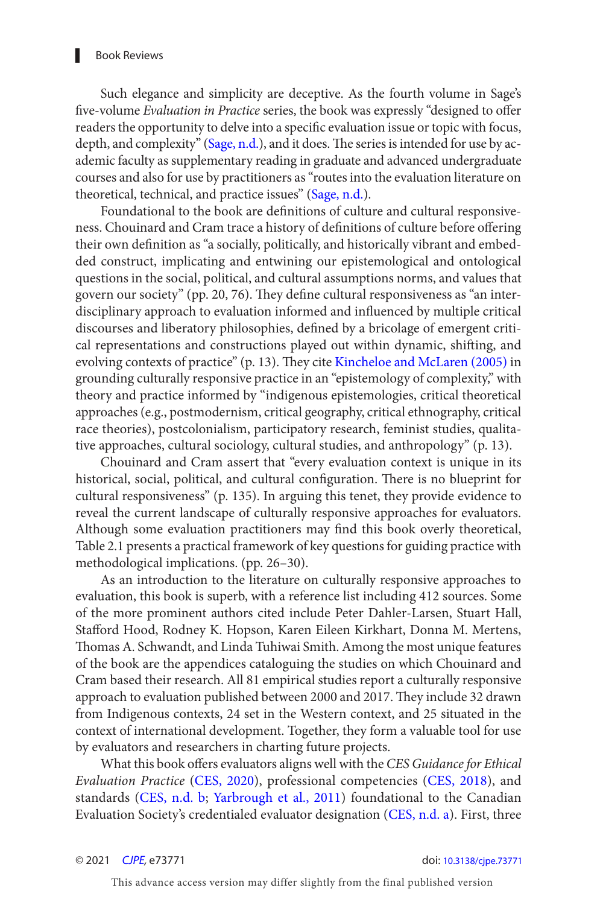Such elegance and simplicity are deceptive. As the fourth volume in Sage's five-volume *Evaluation in Practice* series, the book was expressly "designed to offer readers the opportunity to delve into a specific evaluation issue or topic with focus, depth, and complexity" (Sage, n.d.), and it does. The series is intended for use by academic faculty as supplementary reading in graduate and advanced undergraduate courses and also for use by practitioners as "routes into the evaluation literature on theoretical, technical, and practice issues" (Sage, n.d.).

Foundational to the book are definitions of culture and cultural responsiveness. Chouinard and Cram trace a history of definitions of culture before offering their own definition as "a socially, politically, and historically vibrant and embedded construct, implicating and entwining our epistemological and ontological questions in the social, political, and cultural assumptions norms, and values that govern our society" (pp. 20, 76). They define cultural responsiveness as "an interdisciplinary approach to evaluation informed and influenced by multiple critical discourses and liberatory philosophies, defined by a bricolage of emergent critical representations and constructions played out within dynamic, shifting, and evolving contexts of practice" (p. 13). They cite Kincheloe and McLaren (2005) in grounding culturally responsive practice in an "epistemology of complexity," with theory and practice informed by "indigenous epistemologies, critical theoretical approaches (e.g., postmodernism, critical geography, critical ethnography, critical race theories), postcolonialism, participatory research, feminist studies, qualitative approaches, cultural sociology, cultural studies, and anthropology" (p. 13).

Chouinard and Cram assert that "every evaluation context is unique in its historical, social, political, and cultural configuration. There is no blueprint for cultural responsiveness" (p. 135). In arguing this tenet, they provide evidence to reveal the current landscape of culturally responsive approaches for evaluators. Although some evaluation practitioners may find this book overly theoretical, Table 2.1 presents a practical framework of key questions for guiding practice with methodological implications. (pp. 26–30).

As an introduction to the literature on culturally responsive approaches to evaluation, this book is superb, with a reference list including 412 sources. Some of the more prominent authors cited include Peter Dahler-Larsen, Stuart Hall, Stafford Hood, Rodney K. Hopson, Karen Eileen Kirkhart, Donna M. Mertens, Thomas A. Schwandt, and Linda Tuhiwai Smith. Among the most unique features of the book are the appendices cataloguing the studies on which Chouinard and Cram based their research. All 81 empirical studies report a culturally responsive approach to evaluation published between 2000 and 2017. They include 32 drawn from Indigenous contexts, 24 set in the Western context, and 25 situated in the context of international development. Together, they form a valuable tool for use by evaluators and researchers in charting future projects.

What this book offers evaluators aligns well with the *CES Guidance for Ethical Evaluation Practice* (CES, 2020), professional competencies (CES, 2018), and standards (CES, n.d. b; Yarbrough et al., 2011) foundational to the Canadian Evaluation Society's credentialed evaluator designation (CES, n.d. a). First, three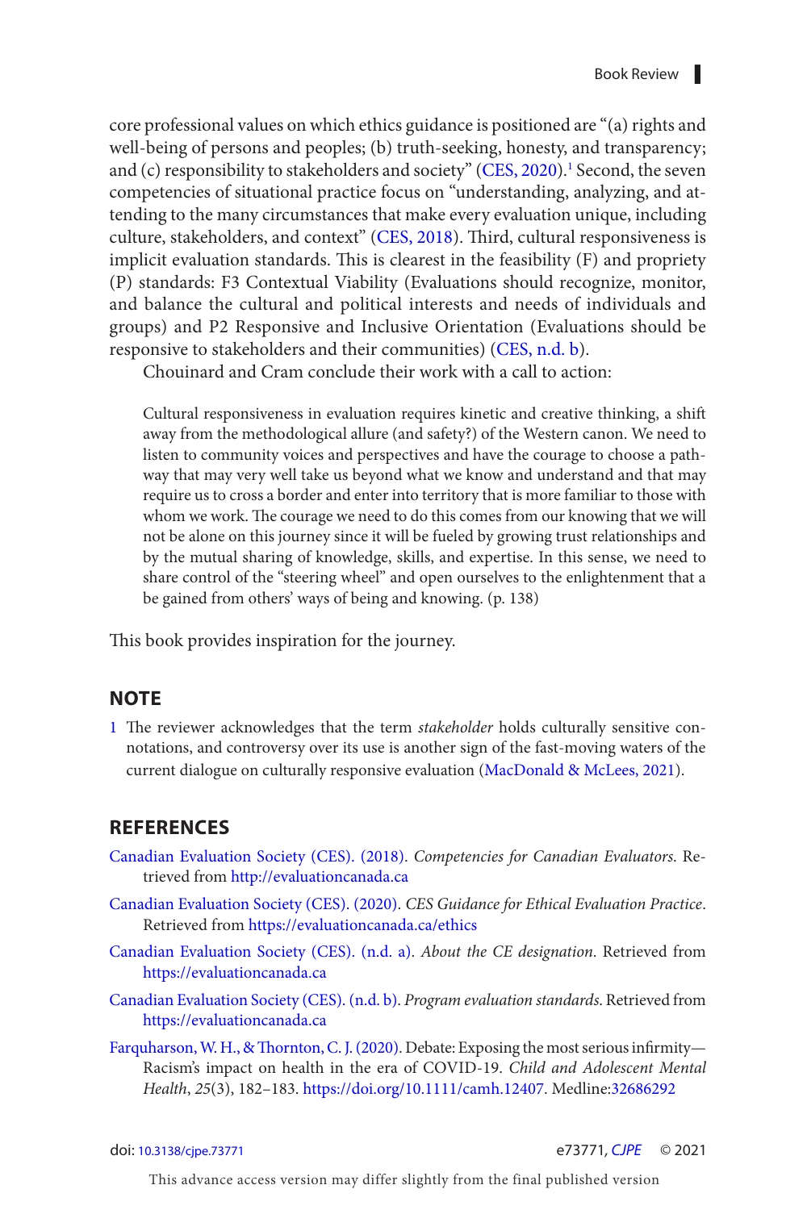core professional values on which ethics guidance is positioned are "(a) rights and well-being of persons and peoples; (b) truth-seeking, honesty, and transparency; and (c) responsibility to stakeholders and society" (CES, 2020).[1] Second, the seven competencies of situational practice focus on "understanding, analyzing, and attending to the many circumstances that make every evaluation unique, including culture, stakeholders, and context" (CES, 2018). Third, cultural responsiveness is implicit evaluation standards. This is clearest in the feasibility (F) and propriety (P) standards: F3 Contextual Viability (Evaluations should recognize, monitor, and balance the cultural and political interests and needs of individuals and groups) and P2 Responsive and Inclusive Orientation (Evaluations should be responsive to stakeholders and their communities) (CES, n.d. b).

Chouinard and Cram conclude their work with a call to action:

> Cultural responsiveness in evaluation requires kinetic and creative thinking, a shift away from the methodological allure (and safety?) of the Western canon. We need to listen to community voices and perspectives and have the courage to choose a pathway that may very well take us beyond what we know and understand and that may require us to cross a border and enter into territory that is more familiar to those with whom we work. The courage we need to do this comes from our knowing that we will not be alone on this journey since it will be fueled by growing trust relationships and by the mutual sharing of knowledge, skills, and expertise. In this sense, we need to share control of the "steering wheel" and open ourselves to the enlightenment that a be gained from others' ways of being and knowing. (p. 138)

This book provides inspiration for the journey.

## NOTE

1 The reviewer acknowledges that the term *stakeholder* holds culturally sensitive connotations, and controversy over its use is another sign of the fast-moving waters of the current dialogue on culturally responsive evaluation (MacDonald & McLees, 2021).

## REFERENCES

Canadian Evaluation Society (CES). (2018). *Competencies for Canadian Evaluators*. Retrieved from http://evaluationcanada.ca

Canadian Evaluation Society (CES). (2020). *CES Guidance for Ethical Evaluation Practice*. Retrieved from https://evaluationcanada.ca/ethics

Canadian Evaluation Society (CES). (n.d. a). *About the CE designation*. Retrieved from https://evaluationcanada.ca

Canadian Evaluation Society (CES). (n.d. b). *Program evaluation standards*. Retrieved from https://evaluationcanada.ca

Farquharson, W. H., & Thornton, C. J. (2020). Debate: Exposing the most serious infirmity—Racism's impact on health in the era of COVID-19. *Child and Adolescent Mental Health*, *25*(3), 182–183. https://doi.org/10.1111/camh.12407. Medline:32686292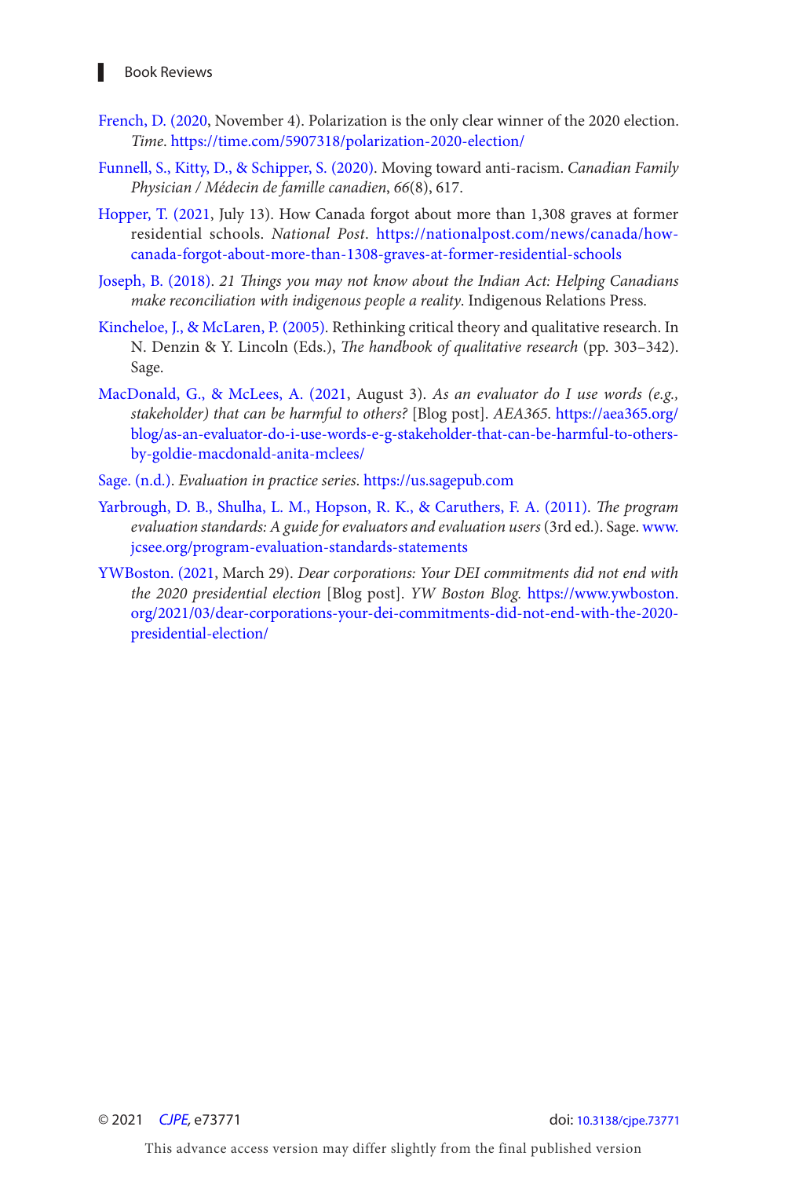French, D. (2020, November 4). Polarization is the only clear winner of the 2020 election. *Time*. https://time.com/5907318/polarization-2020-election/

Funnell, S., Kitty, D., & Schipper, S. (2020). Moving toward anti-racism. *Canadian Family Physician / Médecin de famille canadien*, *66*(8), 617.

Hopper, T. (2021, July 13). How Canada forgot about more than 1,308 graves at former residential schools. *National Post*. https://nationalpost.com/news/canada/how-canada-forgot-about-more-than-1308-graves-at-former-residential-schools

Joseph, B. (2018). *21 Things you may not know about the Indian Act: Helping Canadians make reconciliation with indigenous people a reality*. Indigenous Relations Press.

Kincheloe, J., & McLaren, P. (2005). Rethinking critical theory and qualitative research. In N. Denzin & Y. Lincoln (Eds.), *The handbook of qualitative research* (pp. 303–342). Sage.

MacDonald, G., & McLees, A. (2021, August 3). *As an evaluator do I use words (e.g., stakeholder) that can be harmful to others?* [Blog post]. *AEA365*. https://aea365.org/blog/as-an-evaluator-do-i-use-words-e-g-stakeholder-that-can-be-harmful-to-others-by-goldie-macdonald-anita-mclees/

Sage. (n.d.). *Evaluation in practice series*. https://us.sagepub.com

Yarbrough, D. B., Shulha, L. M., Hopson, R. K., & Caruthers, F. A. (2011). *The program evaluation standards: A guide for evaluators and evaluation users* (3rd ed.). Sage. www.jcsee.org/program-evaluation-standards-statements

YWBoston. (2021, March 29). *Dear corporations: Your DEI commitments did not end with the 2020 presidential election* [Blog post]. *YW Boston Blog*. https://www.ywboston.org/2021/03/dear-corporations-your-dei-commitments-did-not-end-with-the-2020-presidential-election/